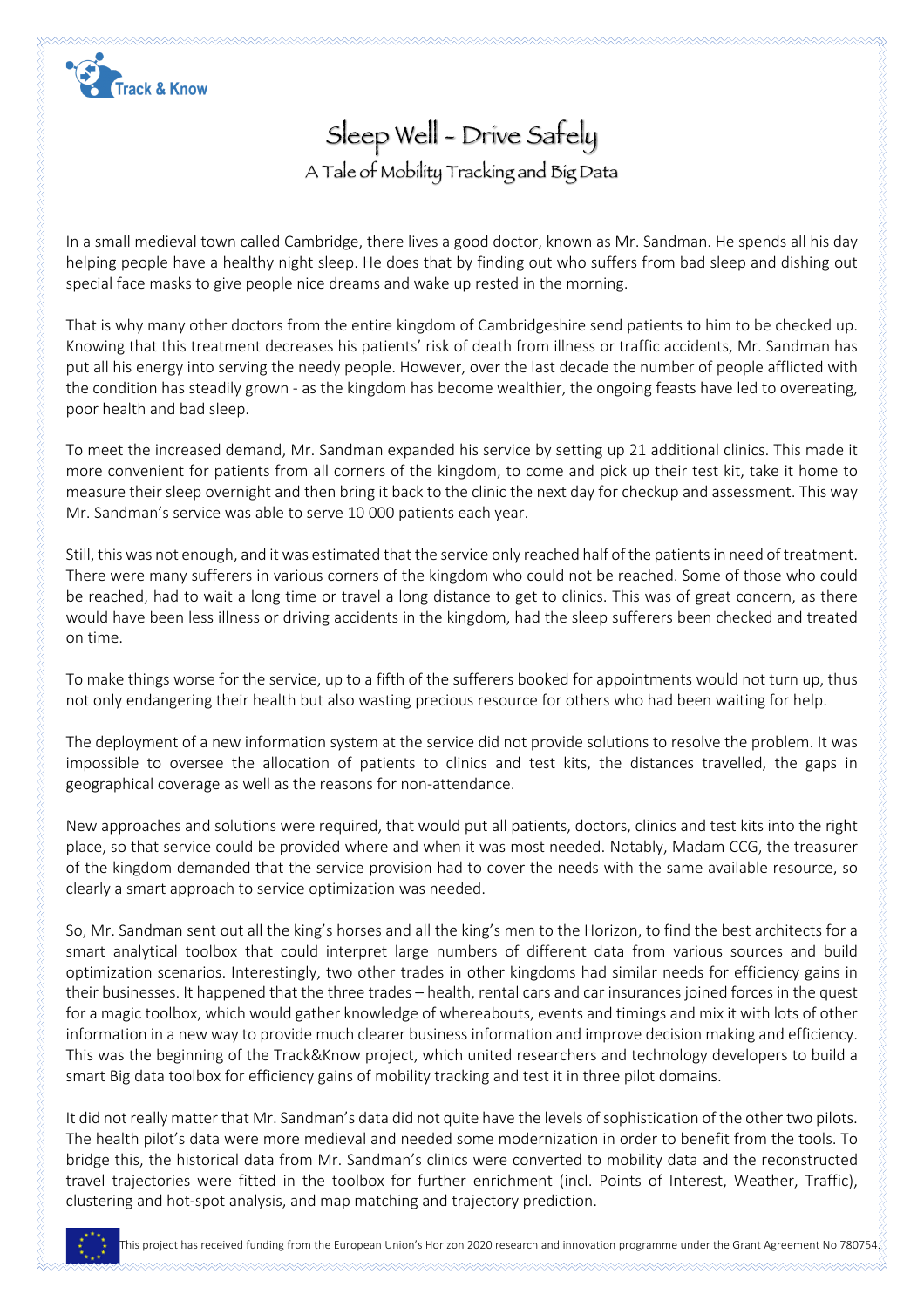# Sleep Well - Drive Safely

## A Tale of Mobility Tracking and Big Data

In a small medieval town called Cambridge, there lives a good doctor, known as Mr. Sandman. He spends all his day helping people have a healthy night sleep. He does that by finding out who suffers from bad sleep and dishing out special face masks to give people nice dreams and wake up rested in the morning.

That is why many other doctors from the entire kingdom of Cambridgeshire send patients to him to be checked up. Knowing that this treatment decreases his patients' risk of death from illness or traffic accidents, Mr. Sandman has put all his energy into serving the needy people. However, over the last decade the number of people afflicted with the condition has steadily grown - as the kingdom has become wealthier, the ongoing feasts have led to overeating, poor health and bad sleep.

To meet the increased demand, Mr. Sandman expanded his service by setting up 21 additional clinics. This made it more convenient for patients from all corners of the kingdom, to come and pick up their test kit, take it home to measure their sleep overnight and then bring it back to the clinic the next day for checkup and assessment. This way Mr. Sandman's service was able to serve 10 000 patients each year.

Still, this was not enough, and it was estimated that the service only reached half of the patients in need of treatment. There were many sufferers in various corners of the kingdom who could not be reached. Some of those who could be reached, had to wait a long time or travel a long distance to get to clinics. This was of great concern, as there would have been less illness or driving accidents in the kingdom, had the sleep sufferers been checked and treated on time.

To make things worse for the service, up to a fifth of the sufferers booked for appointments would not turn up, thus not only endangering their health but also wasting precious resource for others who had been waiting for help.

The deployment of a new information system at the service did not provide solutions to resolve the problem. It was impossible to oversee the allocation of patients to clinics and test kits, the distances travelled, the gaps in geographical coverage as well as the reasons for non-attendance.

New approaches and solutions were required, that would put all patients, doctors, clinics and test kits into the right place, so that service could be provided where and when it was most needed. Notably, Madam CCG, the treasurer of the kingdom demanded that the service provision had to cover the needs with the same available resource, so clearly a smart approach to service optimization was needed.

So, Mr. Sandman sent out all the king's horses and all the king's men to the Horizon, to find the best architects for a smart analytical toolbox that could interpret large numbers of different data from various sources and build optimization scenarios. Interestingly, two other trades in other kingdoms had similar needs for efficiency gains in their businesses. It happened that the three trades – health, rental cars and car insurances joined forces in the quest for a magic toolbox, which would gather knowledge of whereabouts, events and timings and mix it with lots of other information in a new way to provide much clearer business information and improve decision making and efficiency. This was the beginning of the Track&Know project, which united researchers and technology developers to build a smart Big data toolbox for efficiency gains of mobility tracking and test it in three pilot domains.

It did not really matter that Mr. Sandman's data did not quite have the levels of sophistication of the other two pilots. The health pilot's data were more medieval and needed some modernization in order to benefit from the tools. To bridge this, the historical data from Mr. Sandman's clinics were converted to mobility data and the reconstructed travel trajectories were fitted in the toolbox for further enrichment (incl. Points of Interest, Weather, Traffic), clustering and hot-spot analysis, and map matching and trajectory prediction.

This project has received funding from the European Union's Horizon 2020 research and innovation programme under the Grant Agreement No 780754.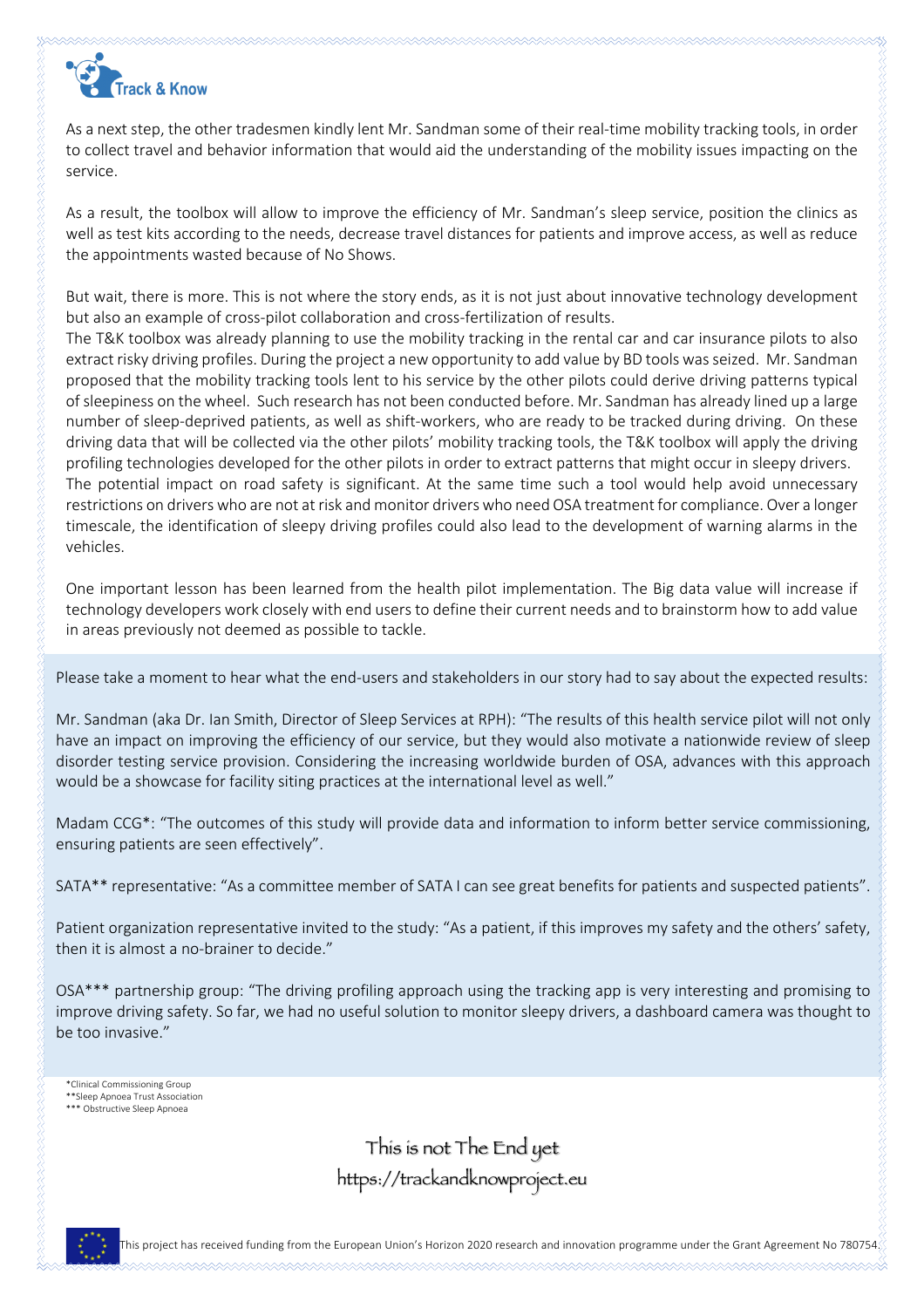As a next step, the other tradesmen kindly lent Mr. Sandman some of their real-time mobility tracking tools, in order to collect travel and behavior information that would aid the understanding of the mobility issues impacting on the service.

As a result, the toolbox will allow to improve the efficiency of Mr. Sandman's sleep service, position the clinics as well as test kits according to the needs, decrease travel distances for patients and improve access, as well as reduce the appointments wasted because of No Shows.

But wait, there is more. This is not where the story ends, as it is not just about innovative technology development but also an example of cross-pilot collaboration and cross-fertilization of results.

The T&K toolbox was already planning to use the mobility tracking in the rental car and car insurance pilots to also extract risky driving profiles. During the project a new opportunity to add value by BD tools was seized. Mr. Sandman proposed that the mobility tracking tools lent to his service by the other pilots could derive driving patterns typical of sleepiness on the wheel. Such research has not been conducted before. Mr. Sandman has already lined up a large number of sleep-deprived patients, as well as shift-workers, who are ready to be tracked during driving. On these driving data that will be collected via the other pilots' mobility tracking tools, the T&K toolbox will apply the driving profiling technologies developed for the other pilots in order to extract patterns that might occur in sleepy drivers.

The potential impact on road safety is significant. At the same time such a tool would help avoid unnecessary restrictions on drivers who are not at risk and monitor drivers who need OSA treatment for compliance. Over a longer timescale, the identification of sleepy driving profiles could also lead to the development of warning alarms in the vehicles.

One important lesson has been learned from the health pilot implementation. The Big data value will increase if technology developers work closely with end users to define their current needs and to brainstorm how to add value in areas previously not deemed as possible to tackle.

Please take a moment to hear what the end-users and stakeholders in our story had to say about the expected results:

Mr. Sandman (aka Dr. Ian Smith, Director of Sleep Services at RPH): "The results of this health service pilot will not only have an impact on improving the efficiency of our service, but they would also motivate a nationwide review of sleep disorder testing service provision. Considering the increasing worldwide burden of OSA, advances with this approach would be a showcase for facility siting practices at the international level as well."

Madam CCG*: "The outcomes of this study will provide data and information to inform better service commissioning, ensuring patients are seen effectively".

SATA** representative: "As a committee member of SATA I can see great benefits for patients and suspected patients".

Patient organization representative invited to the study: "As a patient, if this improves my safety and the others' safety, then it is almost a no-brainer to decide."

OSA*** partnership group: "The driving profiling approach using the tracking app is very interesting and promising to improve driving safety. So far, we had no useful solution to monitor sleepy drivers, a dashboard camera was thought to be too invasive."

*Clinical Commissioning Group
**Sleep Apnoea Trust Association
*** Obstructive Sleep Apnoea

This is not The End yet
https://trackandknowproject.eu

This project has received funding from the European Union's Horizon 2020 research and innovation programme under the Grant Agreement No 780754.